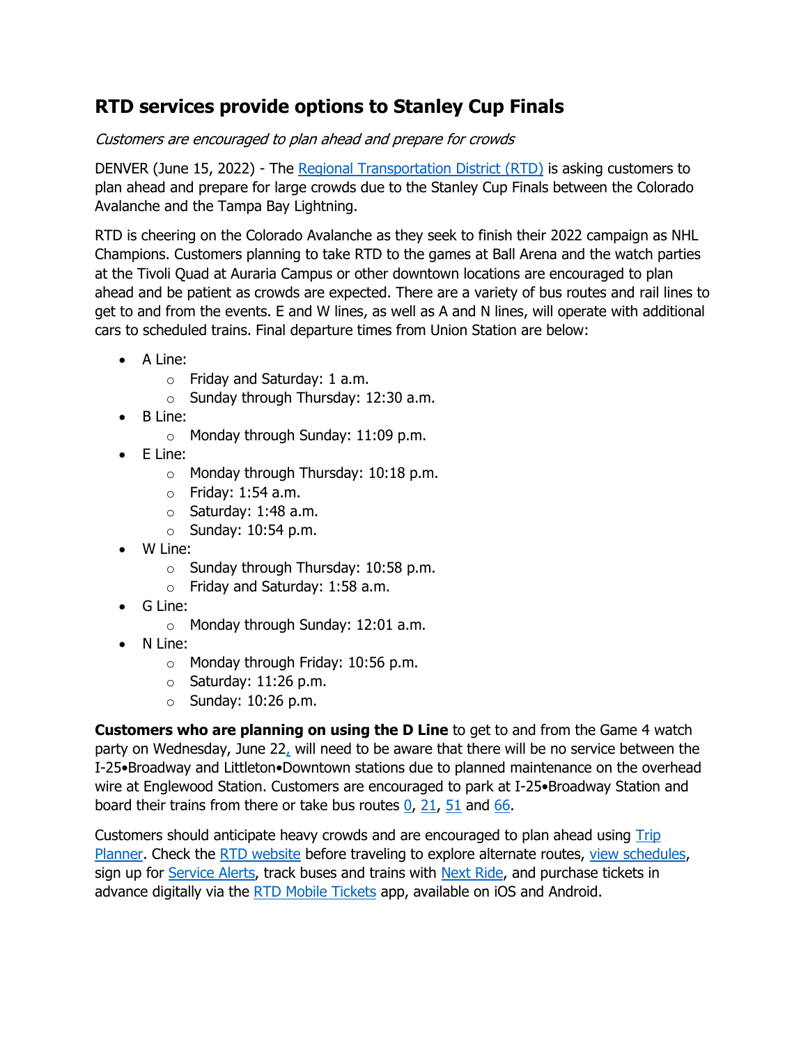# RTD services provide options to Stanley Cup Finals

*Customers are encouraged to plan ahead and prepare for crowds*

DENVER (June 15, 2022) - The Regional Transportation District (RTD) is asking customers to plan ahead and prepare for large crowds due to the Stanley Cup Finals between the Colorado Avalanche and the Tampa Bay Lightning.

RTD is cheering on the Colorado Avalanche as they seek to finish their 2022 campaign as NHL Champions. Customers planning to take RTD to the games at Ball Arena and the watch parties at the Tivoli Quad at Auraria Campus or other downtown locations are encouraged to plan ahead and be patient as crowds are expected. There are a variety of bus routes and rail lines to get to and from the events. E and W lines, as well as A and N lines, will operate with additional cars to scheduled trains. Final departure times from Union Station are below:

- A Line:
  - Friday and Saturday: 1 a.m.
  - Sunday through Thursday: 12:30 a.m.
- B Line:
  - Monday through Sunday: 11:09 p.m.
- E Line:
  - Monday through Thursday: 10:18 p.m.
  - Friday: 1:54 a.m.
  - Saturday: 1:48 a.m.
  - Sunday: 10:54 p.m.
- W Line:
  - Sunday through Thursday: 10:58 p.m.
  - Friday and Saturday: 1:58 a.m.
- G Line:
  - Monday through Sunday: 12:01 a.m.
- N Line:
  - Monday through Friday: 10:56 p.m.
  - Saturday: 11:26 p.m.
  - Sunday: 10:26 p.m.

**Customers who are planning on using the D Line** to get to and from the Game 4 watch party on Wednesday, June 22, will need to be aware that there will be no service between the I-25•Broadway and Littleton•Downtown stations due to planned maintenance on the overhead wire at Englewood Station. Customers are encouraged to park at I-25•Broadway Station and board their trains from there or take bus routes 0, 21, 51 and 66.

Customers should anticipate heavy crowds and are encouraged to plan ahead using Trip Planner. Check the RTD website before traveling to explore alternate routes, view schedules, sign up for Service Alerts, track buses and trains with Next Ride, and purchase tickets in advance digitally via the RTD Mobile Tickets app, available on iOS and Android.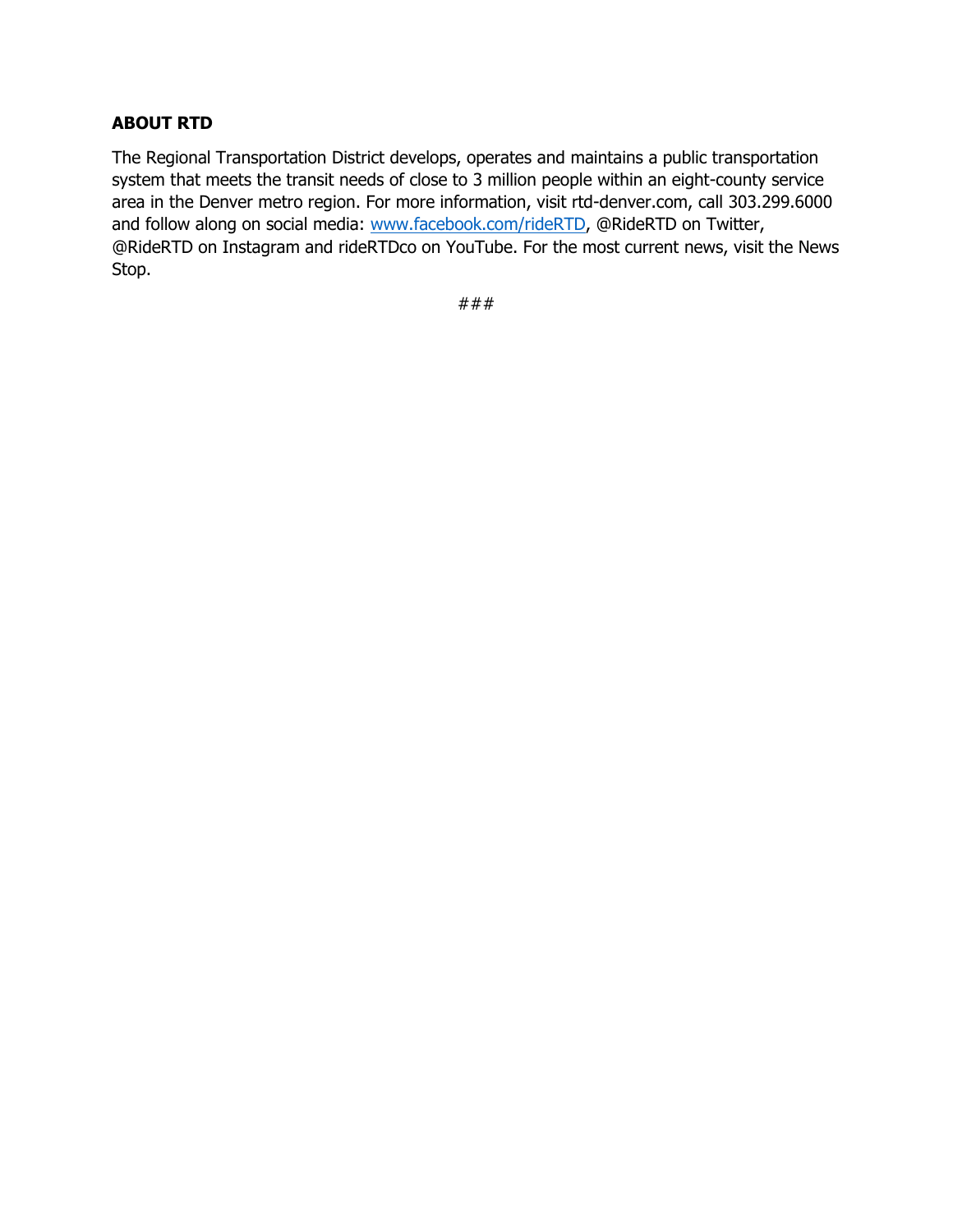**ABOUT RTD**

The Regional Transportation District develops, operates and maintains a public transportation system that meets the transit needs of close to 3 million people within an eight-county service area in the Denver metro region. For more information, visit rtd-denver.com, call 303.299.6000 and follow along on social media: [www.facebook.com/rideRTD](www.facebook.com/rideRTD), @RideRTD on Twitter, @RideRTD on Instagram and rideRTDco on YouTube. For the most current news, visit the News Stop.

###